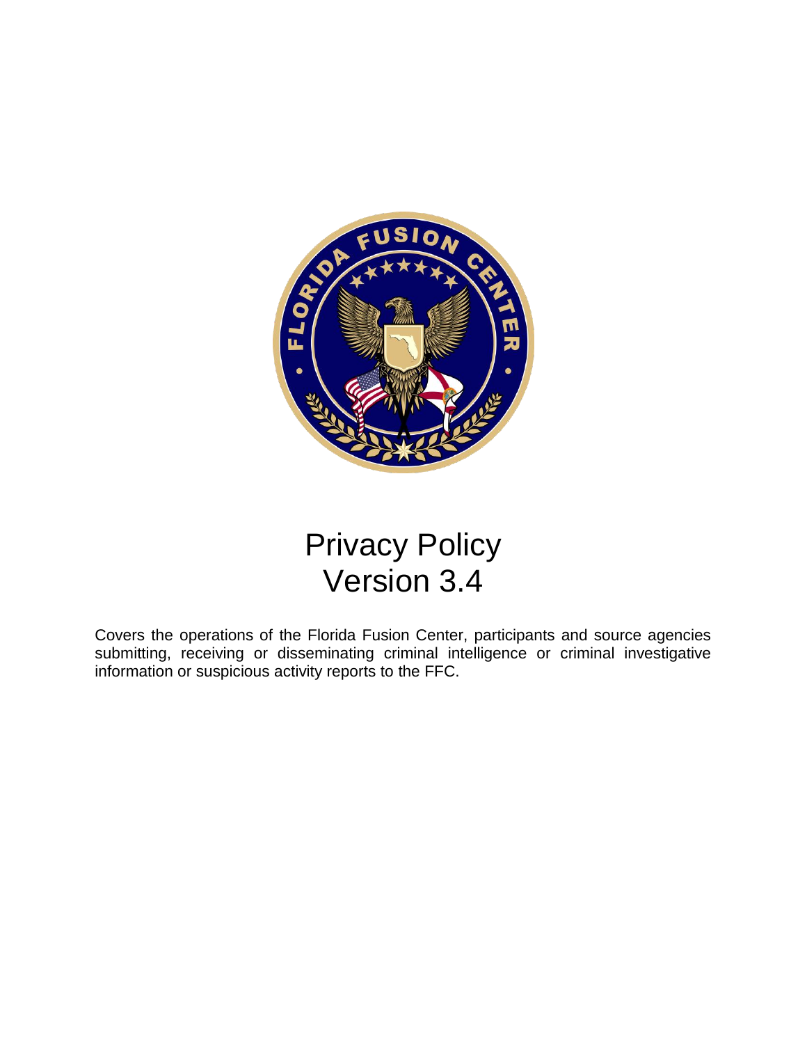# Privacy Policy
# Version 3.4

Covers the operations of the Florida Fusion Center, participants and source agencies submitting, receiving or disseminating criminal intelligence or criminal investigative information or suspicious activity reports to the FFC.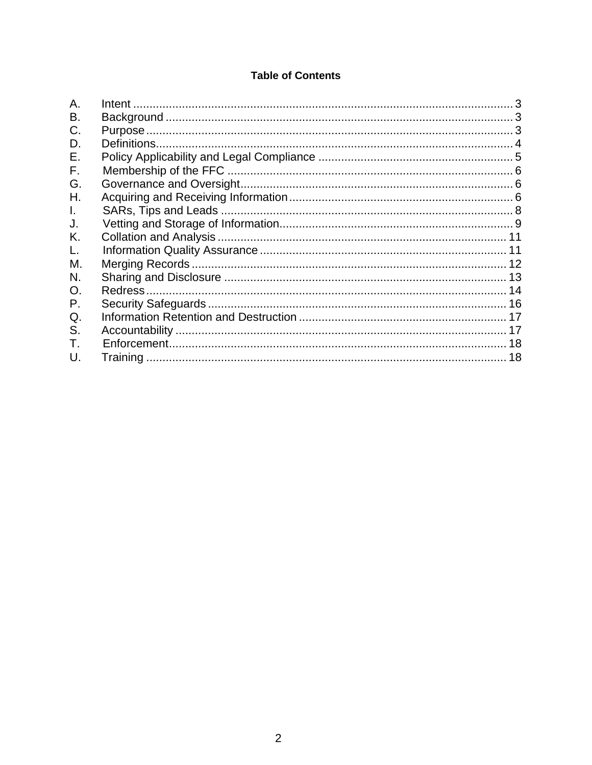**Table of Contents**

A. Intent ........................................................................................................ 3
B. Background ............................................................................................... 3
C. Purpose ..................................................................................................... 3
D. Definitions.................................................................................................. 4
E. Policy Applicability and Legal Compliance ............................................... 5
F. Membership of the FFC ............................................................................. 6
G. Governance and Oversight......................................................................... 6
H. Acquiring and Receiving Information.......................................................... 6
I. SARs, Tips and Leads ................................................................................ 8
J. Vetting and Storage of Information............................................................. 9
K. Collation and Analysis ............................................................................. 11
L. Information Quality Assurance ................................................................. 11
M. Merging Records ..................................................................................... 12
N. Sharing and Disclosure ............................................................................ 13
O. Redress.................................................................................................... 14
P. Security Safeguards ................................................................................. 16
Q. Information Retention and Destruction ..................................................... 17
S. Accountability ........................................................................................... 17
T. Enforcement............................................................................................. 18
U. Training .................................................................................................... 18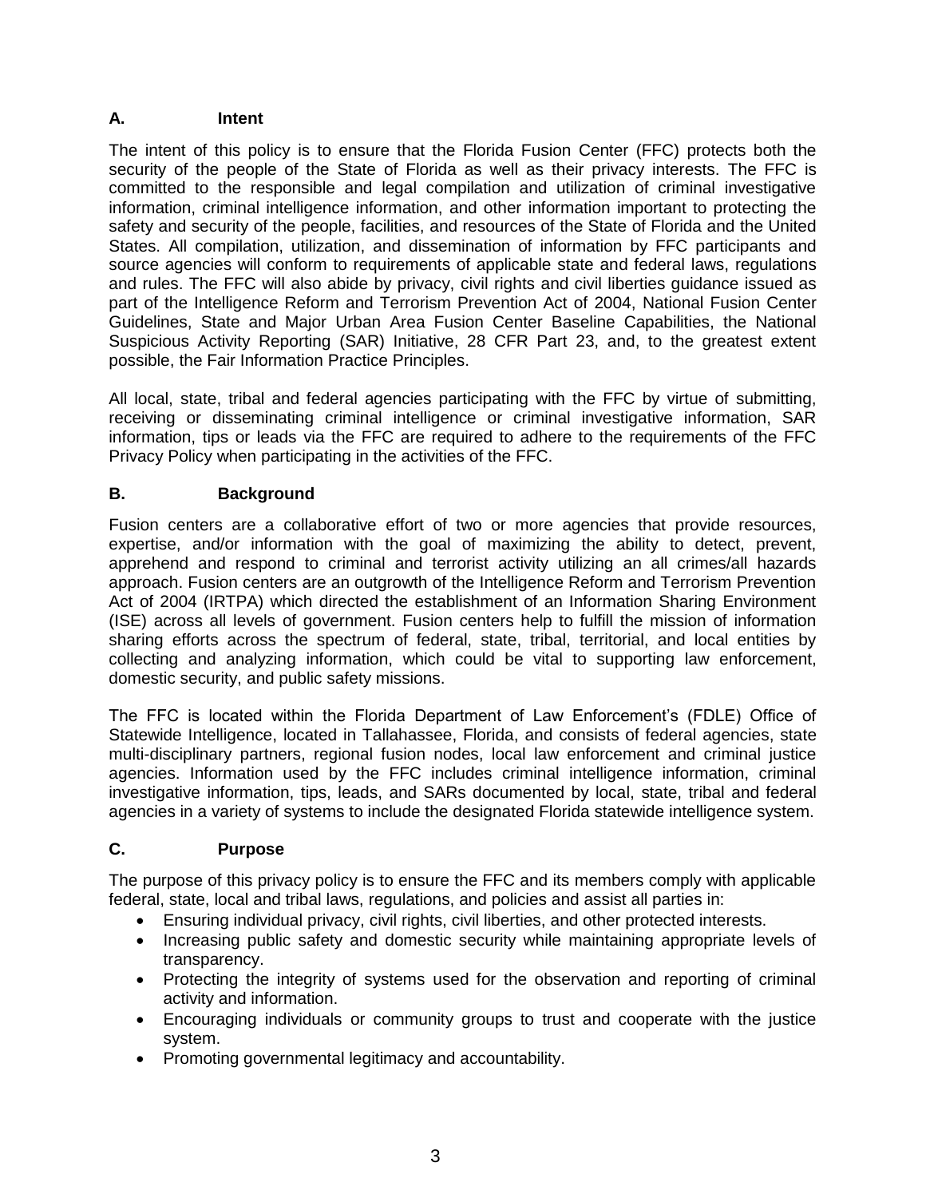## A. Intent

The intent of this policy is to ensure that the Florida Fusion Center (FFC) protects both the security of the people of the State of Florida as well as their privacy interests. The FFC is committed to the responsible and legal compilation and utilization of criminal investigative information, criminal intelligence information, and other information important to protecting the safety and security of the people, facilities, and resources of the State of Florida and the United States. All compilation, utilization, and dissemination of information by FFC participants and source agencies will conform to requirements of applicable state and federal laws, regulations and rules. The FFC will also abide by privacy, civil rights and civil liberties guidance issued as part of the Intelligence Reform and Terrorism Prevention Act of 2004, National Fusion Center Guidelines, State and Major Urban Area Fusion Center Baseline Capabilities, the National Suspicious Activity Reporting (SAR) Initiative, 28 CFR Part 23, and, to the greatest extent possible, the Fair Information Practice Principles.

All local, state, tribal and federal agencies participating with the FFC by virtue of submitting, receiving or disseminating criminal intelligence or criminal investigative information, SAR information, tips or leads via the FFC are required to adhere to the requirements of the FFC Privacy Policy when participating in the activities of the FFC.

## B. Background

Fusion centers are a collaborative effort of two or more agencies that provide resources, expertise, and/or information with the goal of maximizing the ability to detect, prevent, apprehend and respond to criminal and terrorist activity utilizing an all crimes/all hazards approach. Fusion centers are an outgrowth of the Intelligence Reform and Terrorism Prevention Act of 2004 (IRTPA) which directed the establishment of an Information Sharing Environment (ISE) across all levels of government. Fusion centers help to fulfill the mission of information sharing efforts across the spectrum of federal, state, tribal, territorial, and local entities by collecting and analyzing information, which could be vital to supporting law enforcement, domestic security, and public safety missions.

The FFC is located within the Florida Department of Law Enforcement's (FDLE) Office of Statewide Intelligence, located in Tallahassee, Florida, and consists of federal agencies, state multi-disciplinary partners, regional fusion nodes, local law enforcement and criminal justice agencies. Information used by the FFC includes criminal intelligence information, criminal investigative information, tips, leads, and SARs documented by local, state, tribal and federal agencies in a variety of systems to include the designated Florida statewide intelligence system.

## C. Purpose

The purpose of this privacy policy is to ensure the FFC and its members comply with applicable federal, state, local and tribal laws, regulations, and policies and assist all parties in:

- Ensuring individual privacy, civil rights, civil liberties, and other protected interests.
- Increasing public safety and domestic security while maintaining appropriate levels of transparency.
- Protecting the integrity of systems used for the observation and reporting of criminal activity and information.
- Encouraging individuals or community groups to trust and cooperate with the justice system.
- Promoting governmental legitimacy and accountability.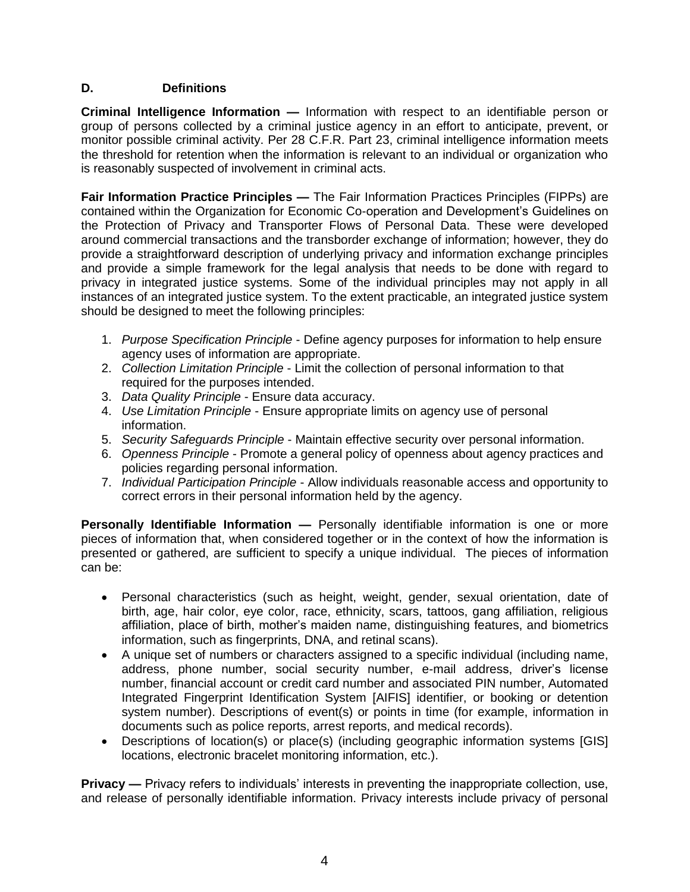## D. Definitions

**Criminal Intelligence Information —** Information with respect to an identifiable person or group of persons collected by a criminal justice agency in an effort to anticipate, prevent, or monitor possible criminal activity. Per 28 C.F.R. Part 23, criminal intelligence information meets the threshold for retention when the information is relevant to an individual or organization who is reasonably suspected of involvement in criminal acts.

**Fair Information Practice Principles —** The Fair Information Practices Principles (FIPPs) are contained within the Organization for Economic Co-operation and Development's Guidelines on the Protection of Privacy and Transporter Flows of Personal Data. These were developed around commercial transactions and the transborder exchange of information; however, they do provide a straightforward description of underlying privacy and information exchange principles and provide a simple framework for the legal analysis that needs to be done with regard to privacy in integrated justice systems. Some of the individual principles may not apply in all instances of an integrated justice system. To the extent practicable, an integrated justice system should be designed to meet the following principles:

1. *Purpose Specification Principle* - Define agency purposes for information to help ensure agency uses of information are appropriate.
2. *Collection Limitation Principle* - Limit the collection of personal information to that required for the purposes intended.
3. *Data Quality Principle* - Ensure data accuracy.
4. *Use Limitation Principle* - Ensure appropriate limits on agency use of personal information.
5. *Security Safeguards Principle* - Maintain effective security over personal information.
6. *Openness Principle* - Promote a general policy of openness about agency practices and policies regarding personal information.
7. *Individual Participation Principle* - Allow individuals reasonable access and opportunity to correct errors in their personal information held by the agency.

**Personally Identifiable Information —** Personally identifiable information is one or more pieces of information that, when considered together or in the context of how the information is presented or gathered, are sufficient to specify a unique individual. The pieces of information can be:

- Personal characteristics (such as height, weight, gender, sexual orientation, date of birth, age, hair color, eye color, race, ethnicity, scars, tattoos, gang affiliation, religious affiliation, place of birth, mother's maiden name, distinguishing features, and biometrics information, such as fingerprints, DNA, and retinal scans).
- A unique set of numbers or characters assigned to a specific individual (including name, address, phone number, social security number, e-mail address, driver's license number, financial account or credit card number and associated PIN number, Automated Integrated Fingerprint Identification System [AIFIS] identifier, or booking or detention system number). Descriptions of event(s) or points in time (for example, information in documents such as police reports, arrest reports, and medical records).
- Descriptions of location(s) or place(s) (including geographic information systems [GIS] locations, electronic bracelet monitoring information, etc.).

**Privacy —** Privacy refers to individuals' interests in preventing the inappropriate collection, use, and release of personally identifiable information. Privacy interests include privacy of personal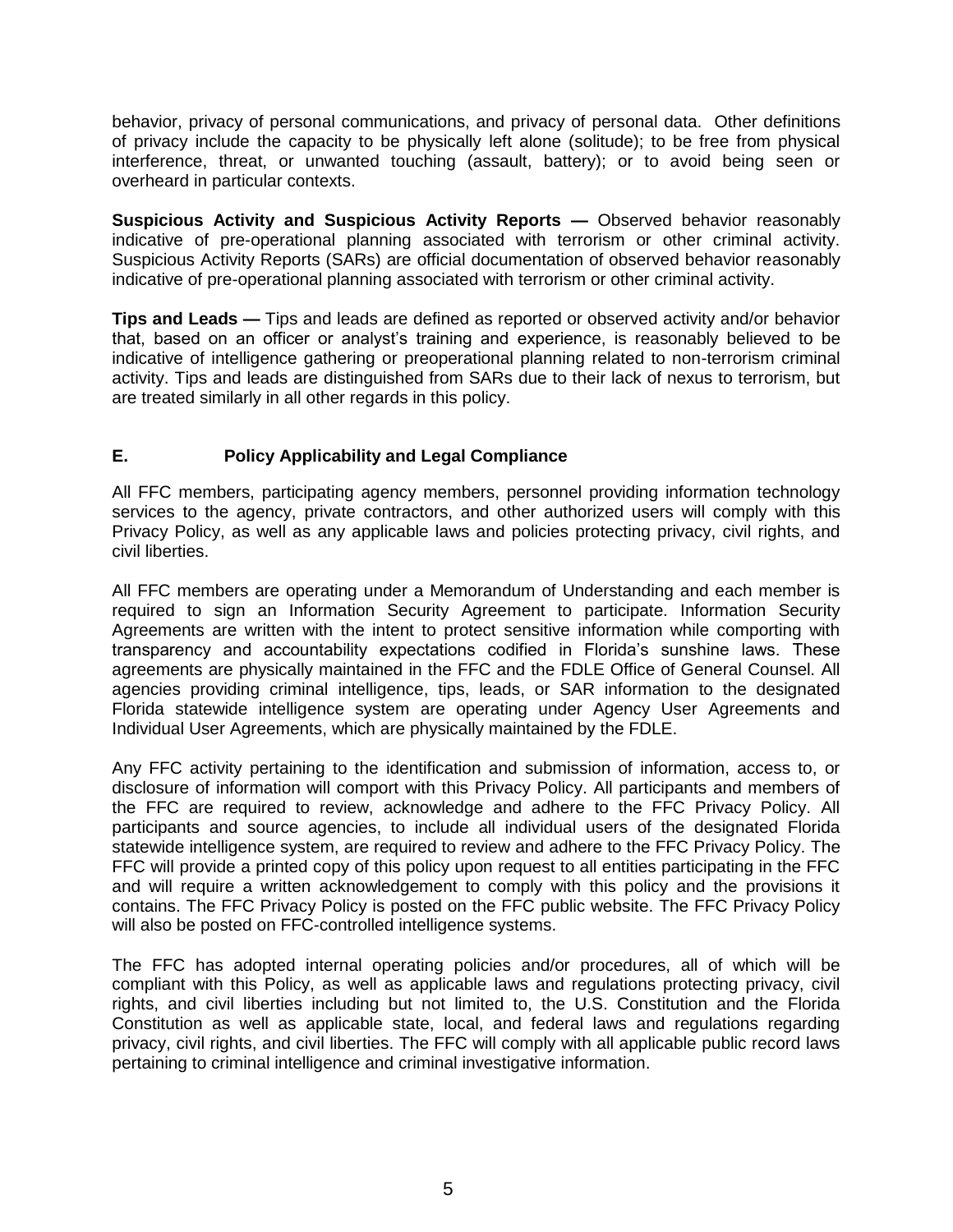behavior, privacy of personal communications, and privacy of personal data. Other definitions of privacy include the capacity to be physically left alone (solitude); to be free from physical interference, threat, or unwanted touching (assault, battery); or to avoid being seen or overheard in particular contexts.

**Suspicious Activity and Suspicious Activity Reports —** Observed behavior reasonably indicative of pre-operational planning associated with terrorism or other criminal activity. Suspicious Activity Reports (SARs) are official documentation of observed behavior reasonably indicative of pre-operational planning associated with terrorism or other criminal activity.

**Tips and Leads —** Tips and leads are defined as reported or observed activity and/or behavior that, based on an officer or analyst's training and experience, is reasonably believed to be indicative of intelligence gathering or preoperational planning related to non-terrorism criminal activity. Tips and leads are distinguished from SARs due to their lack of nexus to terrorism, but are treated similarly in all other regards in this policy.

## E. Policy Applicability and Legal Compliance

All FFC members, participating agency members, personnel providing information technology services to the agency, private contractors, and other authorized users will comply with this Privacy Policy, as well as any applicable laws and policies protecting privacy, civil rights, and civil liberties.

All FFC members are operating under a Memorandum of Understanding and each member is required to sign an Information Security Agreement to participate. Information Security Agreements are written with the intent to protect sensitive information while comporting with transparency and accountability expectations codified in Florida's sunshine laws. These agreements are physically maintained in the FFC and the FDLE Office of General Counsel. All agencies providing criminal intelligence, tips, leads, or SAR information to the designated Florida statewide intelligence system are operating under Agency User Agreements and Individual User Agreements, which are physically maintained by the FDLE.

Any FFC activity pertaining to the identification and submission of information, access to, or disclosure of information will comport with this Privacy Policy. All participants and members of the FFC are required to review, acknowledge and adhere to the FFC Privacy Policy. All participants and source agencies, to include all individual users of the designated Florida statewide intelligence system, are required to review and adhere to the FFC Privacy Policy. The FFC will provide a printed copy of this policy upon request to all entities participating in the FFC and will require a written acknowledgement to comply with this policy and the provisions it contains. The FFC Privacy Policy is posted on the FFC public website. The FFC Privacy Policy will also be posted on FFC-controlled intelligence systems.

The FFC has adopted internal operating policies and/or procedures, all of which will be compliant with this Policy, as well as applicable laws and regulations protecting privacy, civil rights, and civil liberties including but not limited to, the U.S. Constitution and the Florida Constitution as well as applicable state, local, and federal laws and regulations regarding privacy, civil rights, and civil liberties. The FFC will comply with all applicable public record laws pertaining to criminal intelligence and criminal investigative information.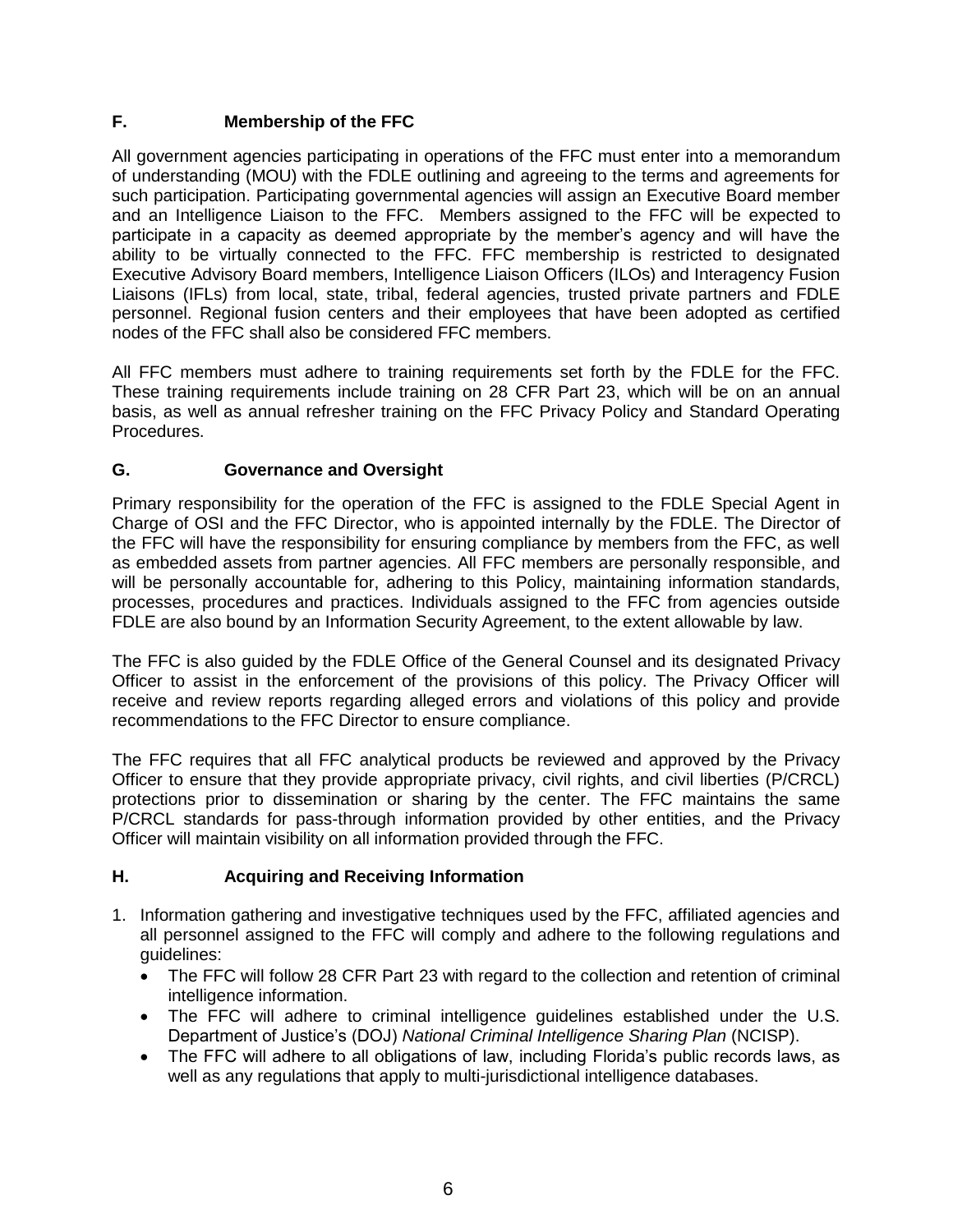## F. Membership of the FFC

All government agencies participating in operations of the FFC must enter into a memorandum of understanding (MOU) with the FDLE outlining and agreeing to the terms and agreements for such participation. Participating governmental agencies will assign an Executive Board member and an Intelligence Liaison to the FFC. Members assigned to the FFC will be expected to participate in a capacity as deemed appropriate by the member's agency and will have the ability to be virtually connected to the FFC. FFC membership is restricted to designated Executive Advisory Board members, Intelligence Liaison Officers (ILOs) and Interagency Fusion Liaisons (IFLs) from local, state, tribal, federal agencies, trusted private partners and FDLE personnel. Regional fusion centers and their employees that have been adopted as certified nodes of the FFC shall also be considered FFC members.

All FFC members must adhere to training requirements set forth by the FDLE for the FFC. These training requirements include training on 28 CFR Part 23, which will be on an annual basis, as well as annual refresher training on the FFC Privacy Policy and Standard Operating Procedures.

## G. Governance and Oversight

Primary responsibility for the operation of the FFC is assigned to the FDLE Special Agent in Charge of OSI and the FFC Director, who is appointed internally by the FDLE. The Director of the FFC will have the responsibility for ensuring compliance by members from the FFC, as well as embedded assets from partner agencies. All FFC members are personally responsible, and will be personally accountable for, adhering to this Policy, maintaining information standards, processes, procedures and practices. Individuals assigned to the FFC from agencies outside FDLE are also bound by an Information Security Agreement, to the extent allowable by law.

The FFC is also guided by the FDLE Office of the General Counsel and its designated Privacy Officer to assist in the enforcement of the provisions of this policy. The Privacy Officer will receive and review reports regarding alleged errors and violations of this policy and provide recommendations to the FFC Director to ensure compliance.

The FFC requires that all FFC analytical products be reviewed and approved by the Privacy Officer to ensure that they provide appropriate privacy, civil rights, and civil liberties (P/CRCL) protections prior to dissemination or sharing by the center. The FFC maintains the same P/CRCL standards for pass-through information provided by other entities, and the Privacy Officer will maintain visibility on all information provided through the FFC.

## H. Acquiring and Receiving Information

1. Information gathering and investigative techniques used by the FFC, affiliated agencies and all personnel assigned to the FFC will comply and adhere to the following regulations and guidelines:
   - The FFC will follow 28 CFR Part 23 with regard to the collection and retention of criminal intelligence information.
   - The FFC will adhere to criminal intelligence guidelines established under the U.S. Department of Justice's (DOJ) *National Criminal Intelligence Sharing Plan* (NCISP).
   - The FFC will adhere to all obligations of law, including Florida's public records laws, as well as any regulations that apply to multi-jurisdictional intelligence databases.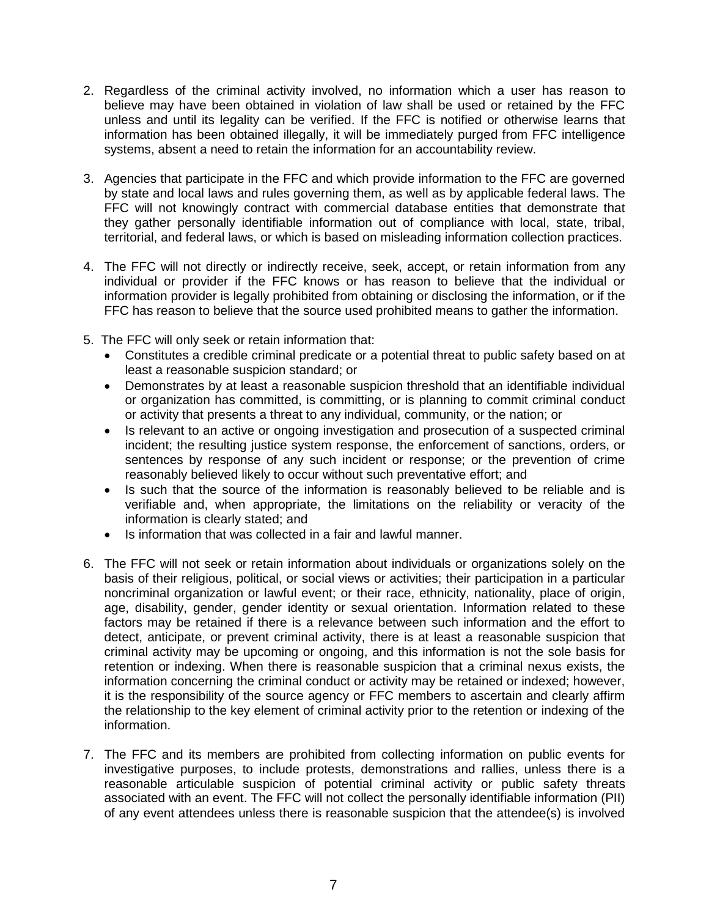2. Regardless of the criminal activity involved, no information which a user has reason to believe may have been obtained in violation of law shall be used or retained by the FFC unless and until its legality can be verified. If the FFC is notified or otherwise learns that information has been obtained illegally, it will be immediately purged from FFC intelligence systems, absent a need to retain the information for an accountability review.

3. Agencies that participate in the FFC and which provide information to the FFC are governed by state and local laws and rules governing them, as well as by applicable federal laws. The FFC will not knowingly contract with commercial database entities that demonstrate that they gather personally identifiable information out of compliance with local, state, tribal, territorial, and federal laws, or which is based on misleading information collection practices.

4. The FFC will not directly or indirectly receive, seek, accept, or retain information from any individual or provider if the FFC knows or has reason to believe that the individual or information provider is legally prohibited from obtaining or disclosing the information, or if the FFC has reason to believe that the source used prohibited means to gather the information.

5. The FFC will only seek or retain information that:
   - Constitutes a credible criminal predicate or a potential threat to public safety based on at least a reasonable suspicion standard; or
   - Demonstrates by at least a reasonable suspicion threshold that an identifiable individual or organization has committed, is committing, or is planning to commit criminal conduct or activity that presents a threat to any individual, community, or the nation; or
   - Is relevant to an active or ongoing investigation and prosecution of a suspected criminal incident; the resulting justice system response, the enforcement of sanctions, orders, or sentences by response of any such incident or response; or the prevention of crime reasonably believed likely to occur without such preventative effort; and
   - Is such that the source of the information is reasonably believed to be reliable and is verifiable and, when appropriate, the limitations on the reliability or veracity of the information is clearly stated; and
   - Is information that was collected in a fair and lawful manner.

6. The FFC will not seek or retain information about individuals or organizations solely on the basis of their religious, political, or social views or activities; their participation in a particular noncriminal organization or lawful event; or their race, ethnicity, nationality, place of origin, age, disability, gender, gender identity or sexual orientation. Information related to these factors may be retained if there is a relevance between such information and the effort to detect, anticipate, or prevent criminal activity, there is at least a reasonable suspicion that criminal activity may be upcoming or ongoing, and this information is not the sole basis for retention or indexing. When there is reasonable suspicion that a criminal nexus exists, the information concerning the criminal conduct or activity may be retained or indexed; however, it is the responsibility of the source agency or FFC members to ascertain and clearly affirm the relationship to the key element of criminal activity prior to the retention or indexing of the information.

7. The FFC and its members are prohibited from collecting information on public events for investigative purposes, to include protests, demonstrations and rallies, unless there is a reasonable articulable suspicion of potential criminal activity or public safety threats associated with an event. The FFC will not collect the personally identifiable information (PII) of any event attendees unless there is reasonable suspicion that the attendee(s) is involved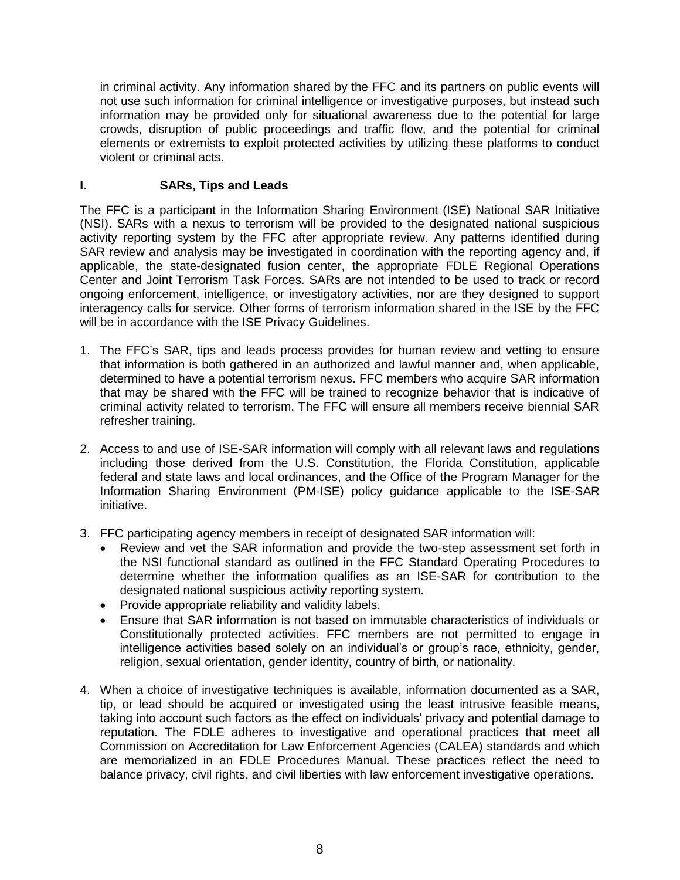in criminal activity. Any information shared by the FFC and its partners on public events will not use such information for criminal intelligence or investigative purposes, but instead such information may be provided only for situational awareness due to the potential for large crowds, disruption of public proceedings and traffic flow, and the potential for criminal elements or extremists to exploit protected activities by utilizing these platforms to conduct violent or criminal acts.

## I. SARs, Tips and Leads

The FFC is a participant in the Information Sharing Environment (ISE) National SAR Initiative (NSI). SARs with a nexus to terrorism will be provided to the designated national suspicious activity reporting system by the FFC after appropriate review. Any patterns identified during SAR review and analysis may be investigated in coordination with the reporting agency and, if applicable, the state-designated fusion center, the appropriate FDLE Regional Operations Center and Joint Terrorism Task Forces. SARs are not intended to be used to track or record ongoing enforcement, intelligence, or investigatory activities, nor are they designed to support interagency calls for service. Other forms of terrorism information shared in the ISE by the FFC will be in accordance with the ISE Privacy Guidelines.

1. The FFC's SAR, tips and leads process provides for human review and vetting to ensure that information is both gathered in an authorized and lawful manner and, when applicable, determined to have a potential terrorism nexus. FFC members who acquire SAR information that may be shared with the FFC will be trained to recognize behavior that is indicative of criminal activity related to terrorism. The FFC will ensure all members receive biennial SAR refresher training.

2. Access to and use of ISE-SAR information will comply with all relevant laws and regulations including those derived from the U.S. Constitution, the Florida Constitution, applicable federal and state laws and local ordinances, and the Office of the Program Manager for the Information Sharing Environment (PM-ISE) policy guidance applicable to the ISE-SAR initiative.

3. FFC participating agency members in receipt of designated SAR information will:
   - Review and vet the SAR information and provide the two-step assessment set forth in the NSI functional standard as outlined in the FFC Standard Operating Procedures to determine whether the information qualifies as an ISE-SAR for contribution to the designated national suspicious activity reporting system.
   - Provide appropriate reliability and validity labels.
   - Ensure that SAR information is not based on immutable characteristics of individuals or Constitutionally protected activities. FFC members are not permitted to engage in intelligence activities based solely on an individual's or group's race, ethnicity, gender, religion, sexual orientation, gender identity, country of birth, or nationality.

4. When a choice of investigative techniques is available, information documented as a SAR, tip, or lead should be acquired or investigated using the least intrusive feasible means, taking into account such factors as the effect on individuals' privacy and potential damage to reputation. The FDLE adheres to investigative and operational practices that meet all Commission on Accreditation for Law Enforcement Agencies (CALEA) standards and which are memorialized in an FDLE Procedures Manual. These practices reflect the need to balance privacy, civil rights, and civil liberties with law enforcement investigative operations.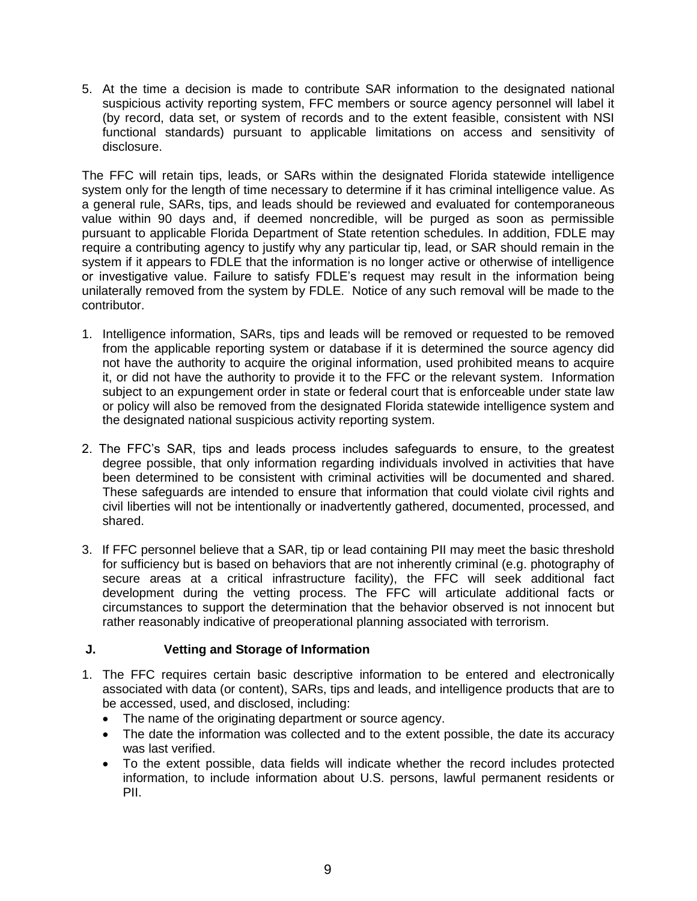5. At the time a decision is made to contribute SAR information to the designated national suspicious activity reporting system, FFC members or source agency personnel will label it (by record, data set, or system of records and to the extent feasible, consistent with NSI functional standards) pursuant to applicable limitations on access and sensitivity of disclosure.

The FFC will retain tips, leads, or SARs within the designated Florida statewide intelligence system only for the length of time necessary to determine if it has criminal intelligence value. As a general rule, SARs, tips, and leads should be reviewed and evaluated for contemporaneous value within 90 days and, if deemed noncredible, will be purged as soon as permissible pursuant to applicable Florida Department of State retention schedules. In addition, FDLE may require a contributing agency to justify why any particular tip, lead, or SAR should remain in the system if it appears to FDLE that the information is no longer active or otherwise of intelligence or investigative value. Failure to satisfy FDLE's request may result in the information being unilaterally removed from the system by FDLE. Notice of any such removal will be made to the contributor.

1. Intelligence information, SARs, tips and leads will be removed or requested to be removed from the applicable reporting system or database if it is determined the source agency did not have the authority to acquire the original information, used prohibited means to acquire it, or did not have the authority to provide it to the FFC or the relevant system. Information subject to an expungement order in state or federal court that is enforceable under state law or policy will also be removed from the designated Florida statewide intelligence system and the designated national suspicious activity reporting system.

2. The FFC's SAR, tips and leads process includes safeguards to ensure, to the greatest degree possible, that only information regarding individuals involved in activities that have been determined to be consistent with criminal activities will be documented and shared. These safeguards are intended to ensure that information that could violate civil rights and civil liberties will not be intentionally or inadvertently gathered, documented, processed, and shared.

3. If FFC personnel believe that a SAR, tip or lead containing PII may meet the basic threshold for sufficiency but is based on behaviors that are not inherently criminal (e.g. photography of secure areas at a critical infrastructure facility), the FFC will seek additional fact development during the vetting process. The FFC will articulate additional facts or circumstances to support the determination that the behavior observed is not innocent but rather reasonably indicative of preoperational planning associated with terrorism.

### J. Vetting and Storage of Information

1. The FFC requires certain basic descriptive information to be entered and electronically associated with data (or content), SARs, tips and leads, and intelligence products that are to be accessed, used, and disclosed, including:
   - The name of the originating department or source agency.
   - The date the information was collected and to the extent possible, the date its accuracy was last verified.
   - To the extent possible, data fields will indicate whether the record includes protected information, to include information about U.S. persons, lawful permanent residents or PII.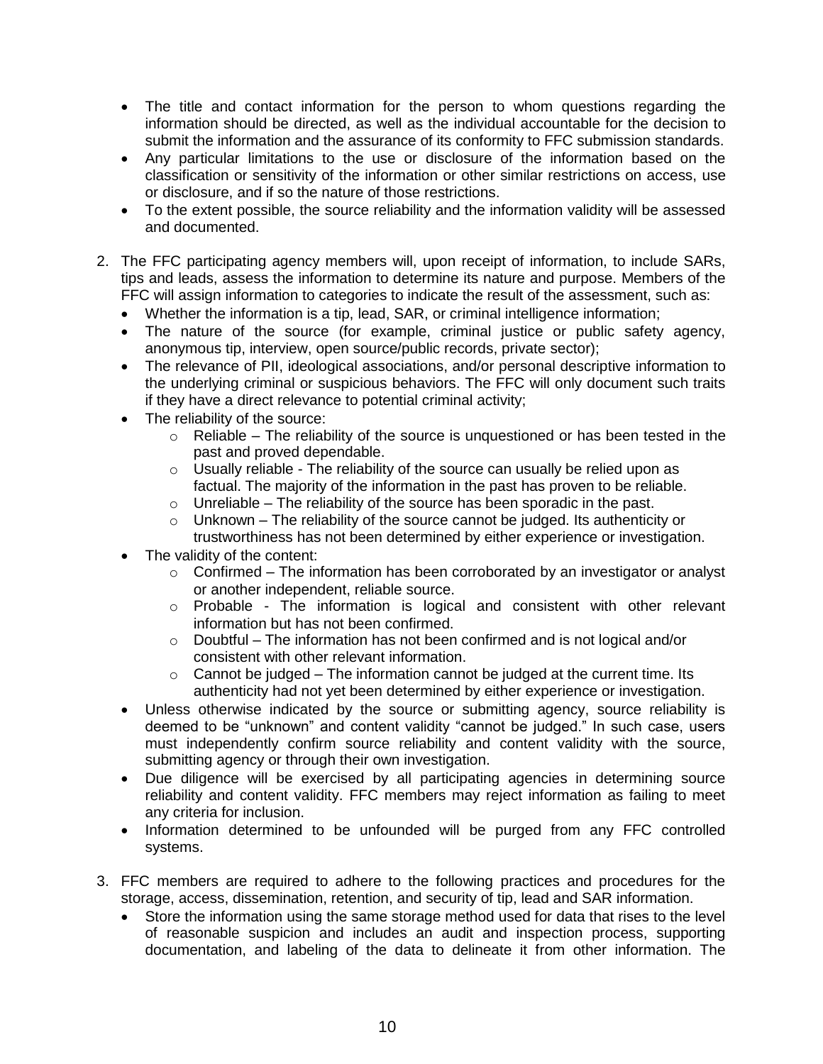- The title and contact information for the person to whom questions regarding the information should be directed, as well as the individual accountable for the decision to submit the information and the assurance of its conformity to FFC submission standards.
- Any particular limitations to the use or disclosure of the information based on the classification or sensitivity of the information or other similar restrictions on access, use or disclosure, and if so the nature of those restrictions.
- To the extent possible, the source reliability and the information validity will be assessed and documented.

2. The FFC participating agency members will, upon receipt of information, to include SARs, tips and leads, assess the information to determine its nature and purpose. Members of the FFC will assign information to categories to indicate the result of the assessment, such as:
   - Whether the information is a tip, lead, SAR, or criminal intelligence information;
   - The nature of the source (for example, criminal justice or public safety agency, anonymous tip, interview, open source/public records, private sector);
   - The relevance of PII, ideological associations, and/or personal descriptive information to the underlying criminal or suspicious behaviors. The FFC will only document such traits if they have a direct relevance to potential criminal activity;
   - The reliability of the source:
     - Reliable – The reliability of the source is unquestioned or has been tested in the past and proved dependable.
     - Usually reliable - The reliability of the source can usually be relied upon as factual. The majority of the information in the past has proven to be reliable.
     - Unreliable – The reliability of the source has been sporadic in the past.
     - Unknown – The reliability of the source cannot be judged. Its authenticity or trustworthiness has not been determined by either experience or investigation.
   - The validity of the content:
     - Confirmed – The information has been corroborated by an investigator or analyst or another independent, reliable source.
     - Probable - The information is logical and consistent with other relevant information but has not been confirmed.
     - Doubtful – The information has not been confirmed and is not logical and/or consistent with other relevant information.
     - Cannot be judged – The information cannot be judged at the current time. Its authenticity had not yet been determined by either experience or investigation.
   - Unless otherwise indicated by the source or submitting agency, source reliability is deemed to be "unknown" and content validity "cannot be judged." In such case, users must independently confirm source reliability and content validity with the source, submitting agency or through their own investigation.
   - Due diligence will be exercised by all participating agencies in determining source reliability and content validity. FFC members may reject information as failing to meet any criteria for inclusion.
   - Information determined to be unfounded will be purged from any FFC controlled systems.

3. FFC members are required to adhere to the following practices and procedures for the storage, access, dissemination, retention, and security of tip, lead and SAR information.
   - Store the information using the same storage method used for data that rises to the level of reasonable suspicion and includes an audit and inspection process, supporting documentation, and labeling of the data to delineate it from other information. The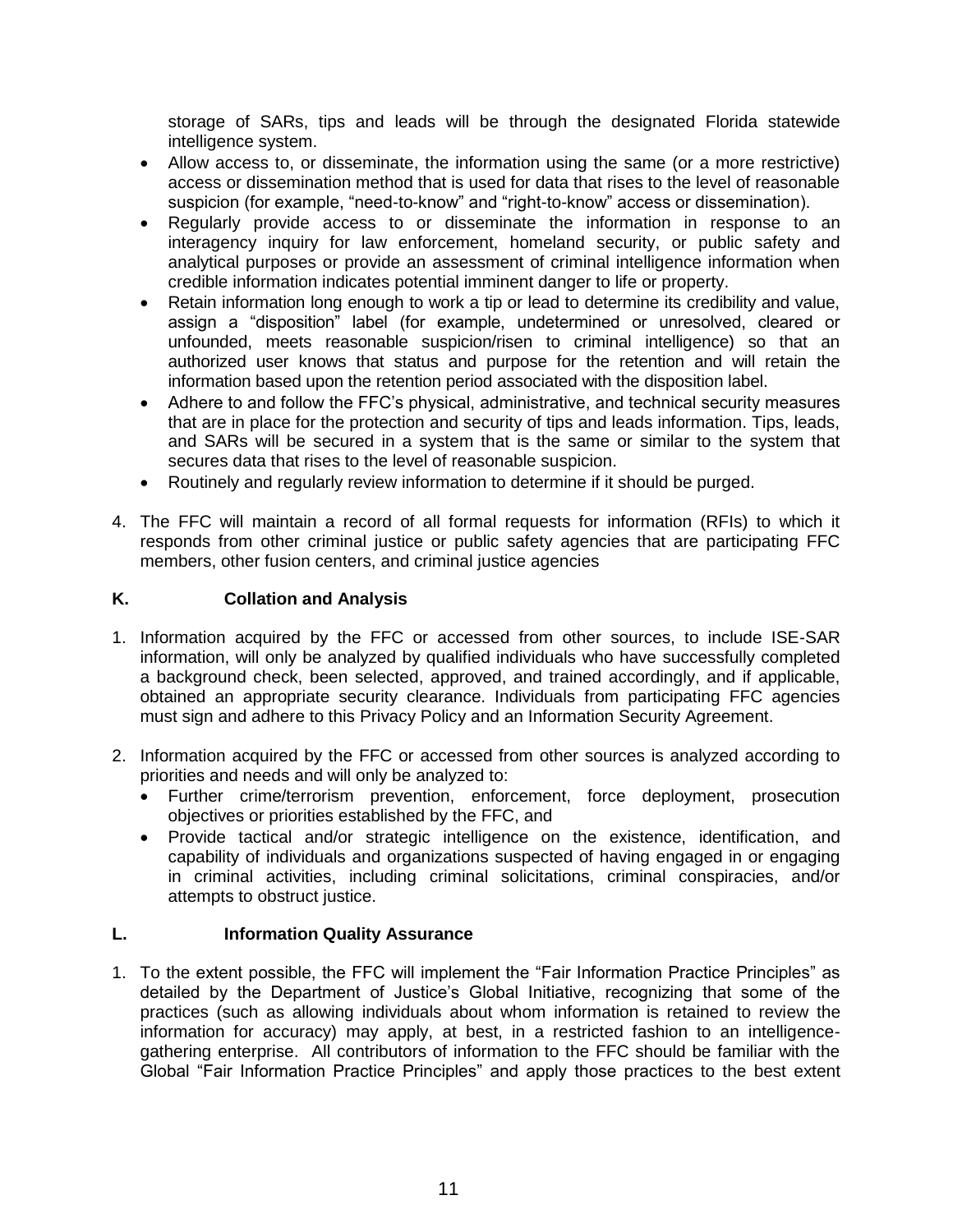storage of SARs, tips and leads will be through the designated Florida statewide intelligence system.

- Allow access to, or disseminate, the information using the same (or a more restrictive) access or dissemination method that is used for data that rises to the level of reasonable suspicion (for example, "need-to-know" and "right-to-know" access or dissemination).
- Regularly provide access to or disseminate the information in response to an interagency inquiry for law enforcement, homeland security, or public safety and analytical purposes or provide an assessment of criminal intelligence information when credible information indicates potential imminent danger to life or property.
- Retain information long enough to work a tip or lead to determine its credibility and value, assign a "disposition" label (for example, undetermined or unresolved, cleared or unfounded, meets reasonable suspicion/risen to criminal intelligence) so that an authorized user knows that status and purpose for the retention and will retain the information based upon the retention period associated with the disposition label.
- Adhere to and follow the FFC's physical, administrative, and technical security measures that are in place for the protection and security of tips and leads information. Tips, leads, and SARs will be secured in a system that is the same or similar to the system that secures data that rises to the level of reasonable suspicion.
- Routinely and regularly review information to determine if it should be purged.

4. The FFC will maintain a record of all formal requests for information (RFIs) to which it responds from other criminal justice or public safety agencies that are participating FFC members, other fusion centers, and criminal justice agencies

## K. Collation and Analysis

1. Information acquired by the FFC or accessed from other sources, to include ISE-SAR information, will only be analyzed by qualified individuals who have successfully completed a background check, been selected, approved, and trained accordingly, and if applicable, obtained an appropriate security clearance. Individuals from participating FFC agencies must sign and adhere to this Privacy Policy and an Information Security Agreement.

2. Information acquired by the FFC or accessed from other sources is analyzed according to priorities and needs and will only be analyzed to:
   - Further crime/terrorism prevention, enforcement, force deployment, prosecution objectives or priorities established by the FFC, and
   - Provide tactical and/or strategic intelligence on the existence, identification, and capability of individuals and organizations suspected of having engaged in or engaging in criminal activities, including criminal solicitations, criminal conspiracies, and/or attempts to obstruct justice.

## L. Information Quality Assurance

1. To the extent possible, the FFC will implement the "Fair Information Practice Principles" as detailed by the Department of Justice's Global Initiative, recognizing that some of the practices (such as allowing individuals about whom information is retained to review the information for accuracy) may apply, at best, in a restricted fashion to an intelligence-gathering enterprise. All contributors of information to the FFC should be familiar with the Global "Fair Information Practice Principles" and apply those practices to the best extent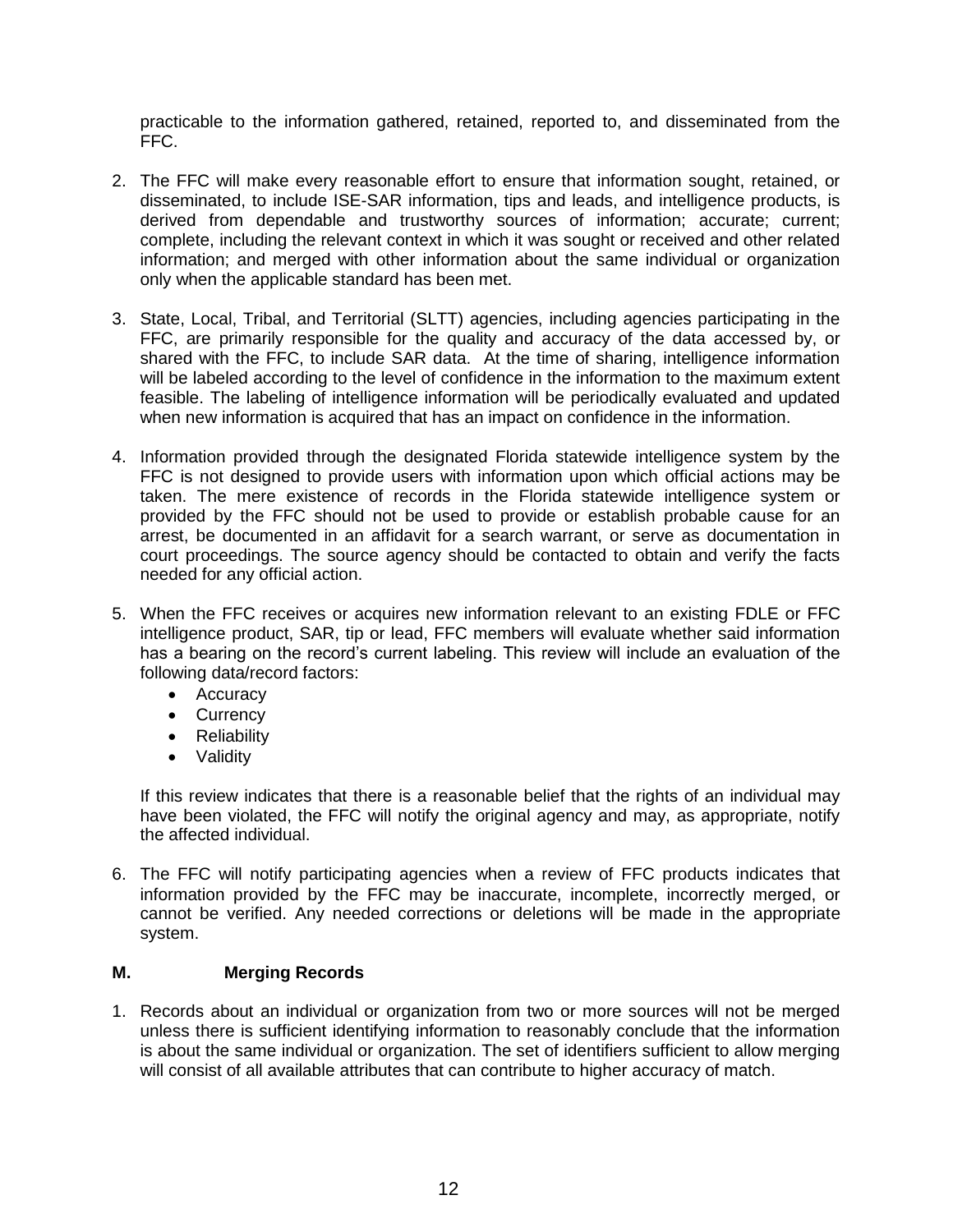practicable to the information gathered, retained, reported to, and disseminated from the FFC.

2. The FFC will make every reasonable effort to ensure that information sought, retained, or disseminated, to include ISE-SAR information, tips and leads, and intelligence products, is derived from dependable and trustworthy sources of information; accurate; current; complete, including the relevant context in which it was sought or received and other related information; and merged with other information about the same individual or organization only when the applicable standard has been met.

3. State, Local, Tribal, and Territorial (SLTT) agencies, including agencies participating in the FFC, are primarily responsible for the quality and accuracy of the data accessed by, or shared with the FFC, to include SAR data. At the time of sharing, intelligence information will be labeled according to the level of confidence in the information to the maximum extent feasible. The labeling of intelligence information will be periodically evaluated and updated when new information is acquired that has an impact on confidence in the information.

4. Information provided through the designated Florida statewide intelligence system by the FFC is not designed to provide users with information upon which official actions may be taken. The mere existence of records in the Florida statewide intelligence system or provided by the FFC should not be used to provide or establish probable cause for an arrest, be documented in an affidavit for a search warrant, or serve as documentation in court proceedings. The source agency should be contacted to obtain and verify the facts needed for any official action.

5. When the FFC receives or acquires new information relevant to an existing FDLE or FFC intelligence product, SAR, tip or lead, FFC members will evaluate whether said information has a bearing on the record's current labeling. This review will include an evaluation of the following data/record factors:
   - Accuracy
   - Currency
   - Reliability
   - Validity

   If this review indicates that there is a reasonable belief that the rights of an individual may have been violated, the FFC will notify the original agency and may, as appropriate, notify the affected individual.

6. The FFC will notify participating agencies when a review of FFC products indicates that information provided by the FFC may be inaccurate, incomplete, incorrectly merged, or cannot be verified. Any needed corrections or deletions will be made in the appropriate system.

**M. Merging Records**

1. Records about an individual or organization from two or more sources will not be merged unless there is sufficient identifying information to reasonably conclude that the information is about the same individual or organization. The set of identifiers sufficient to allow merging will consist of all available attributes that can contribute to higher accuracy of match.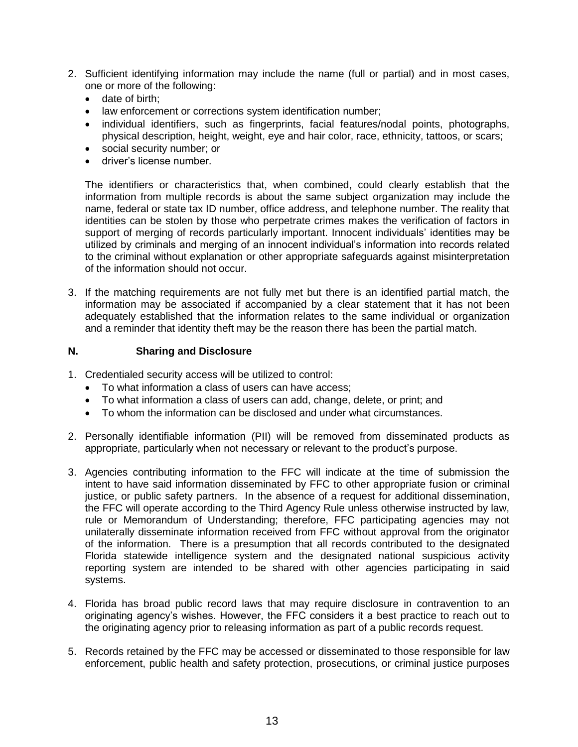2. Sufficient identifying information may include the name (full or partial) and in most cases, one or more of the following:
   - date of birth;
   - law enforcement or corrections system identification number;
   - individual identifiers, such as fingerprints, facial features/nodal points, photographs, physical description, height, weight, eye and hair color, race, ethnicity, tattoos, or scars;
   - social security number; or
   - driver's license number.

   The identifiers or characteristics that, when combined, could clearly establish that the information from multiple records is about the same subject organization may include the name, federal or state tax ID number, office address, and telephone number. The reality that identities can be stolen by those who perpetrate crimes makes the verification of factors in support of merging of records particularly important. Innocent individuals' identities may be utilized by criminals and merging of an innocent individual's information into records related to the criminal without explanation or other appropriate safeguards against misinterpretation of the information should not occur.

3. If the matching requirements are not fully met but there is an identified partial match, the information may be associated if accompanied by a clear statement that it has not been adequately established that the information relates to the same individual or organization and a reminder that identity theft may be the reason there has been the partial match.

### N. Sharing and Disclosure

1. Credentialed security access will be utilized to control:
   - To what information a class of users can have access;
   - To what information a class of users can add, change, delete, or print; and
   - To whom the information can be disclosed and under what circumstances.

2. Personally identifiable information (PII) will be removed from disseminated products as appropriate, particularly when not necessary or relevant to the product's purpose.

3. Agencies contributing information to the FFC will indicate at the time of submission the intent to have said information disseminated by FFC to other appropriate fusion or criminal justice, or public safety partners. In the absence of a request for additional dissemination, the FFC will operate according to the Third Agency Rule unless otherwise instructed by law, rule or Memorandum of Understanding; therefore, FFC participating agencies may not unilaterally disseminate information received from FFC without approval from the originator of the information. There is a presumption that all records contributed to the designated Florida statewide intelligence system and the designated national suspicious activity reporting system are intended to be shared with other agencies participating in said systems.

4. Florida has broad public record laws that may require disclosure in contravention to an originating agency's wishes. However, the FFC considers it a best practice to reach out to the originating agency prior to releasing information as part of a public records request.

5. Records retained by the FFC may be accessed or disseminated to those responsible for law enforcement, public health and safety protection, prosecutions, or criminal justice purposes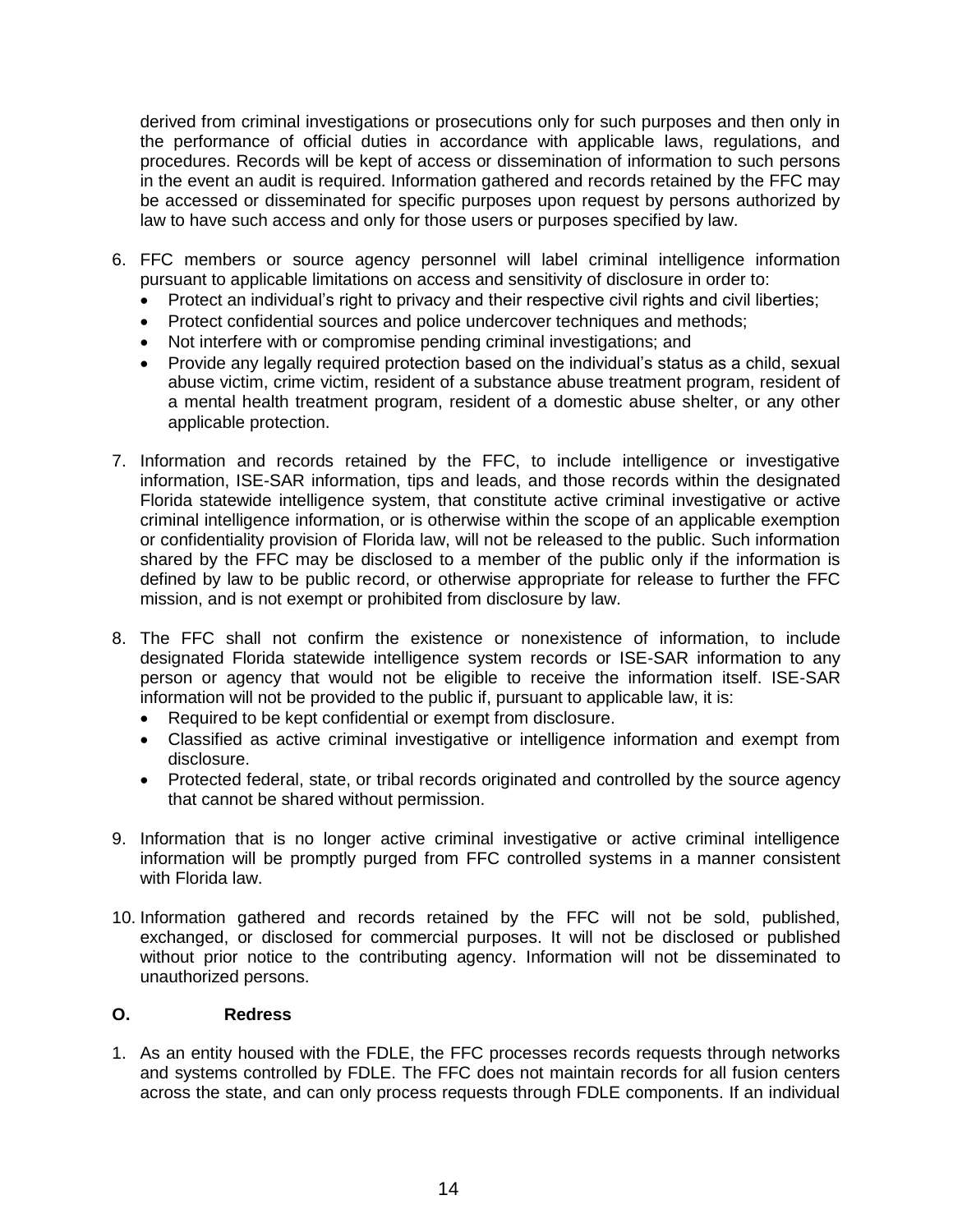derived from criminal investigations or prosecutions only for such purposes and then only in the performance of official duties in accordance with applicable laws, regulations, and procedures. Records will be kept of access or dissemination of information to such persons in the event an audit is required. Information gathered and records retained by the FFC may be accessed or disseminated for specific purposes upon request by persons authorized by law to have such access and only for those users or purposes specified by law.

6. FFC members or source agency personnel will label criminal intelligence information pursuant to applicable limitations on access and sensitivity of disclosure in order to:
   - Protect an individual's right to privacy and their respective civil rights and civil liberties;
   - Protect confidential sources and police undercover techniques and methods;
   - Not interfere with or compromise pending criminal investigations; and
   - Provide any legally required protection based on the individual's status as a child, sexual abuse victim, crime victim, resident of a substance abuse treatment program, resident of a mental health treatment program, resident of a domestic abuse shelter, or any other applicable protection.

7. Information and records retained by the FFC, to include intelligence or investigative information, ISE-SAR information, tips and leads, and those records within the designated Florida statewide intelligence system, that constitute active criminal investigative or active criminal intelligence information, or is otherwise within the scope of an applicable exemption or confidentiality provision of Florida law, will not be released to the public. Such information shared by the FFC may be disclosed to a member of the public only if the information is defined by law to be public record, or otherwise appropriate for release to further the FFC mission, and is not exempt or prohibited from disclosure by law.

8. The FFC shall not confirm the existence or nonexistence of information, to include designated Florida statewide intelligence system records or ISE-SAR information to any person or agency that would not be eligible to receive the information itself. ISE-SAR information will not be provided to the public if, pursuant to applicable law, it is:
   - Required to be kept confidential or exempt from disclosure.
   - Classified as active criminal investigative or intelligence information and exempt from disclosure.
   - Protected federal, state, or tribal records originated and controlled by the source agency that cannot be shared without permission.

9. Information that is no longer active criminal investigative or active criminal intelligence information will be promptly purged from FFC controlled systems in a manner consistent with Florida law.

10. Information gathered and records retained by the FFC will not be sold, published, exchanged, or disclosed for commercial purposes. It will not be disclosed or published without prior notice to the contributing agency. Information will not be disseminated to unauthorized persons.

**O. Redress**

1. As an entity housed with the FDLE, the FFC processes records requests through networks and systems controlled by FDLE. The FFC does not maintain records for all fusion centers across the state, and can only process requests through FDLE components. If an individual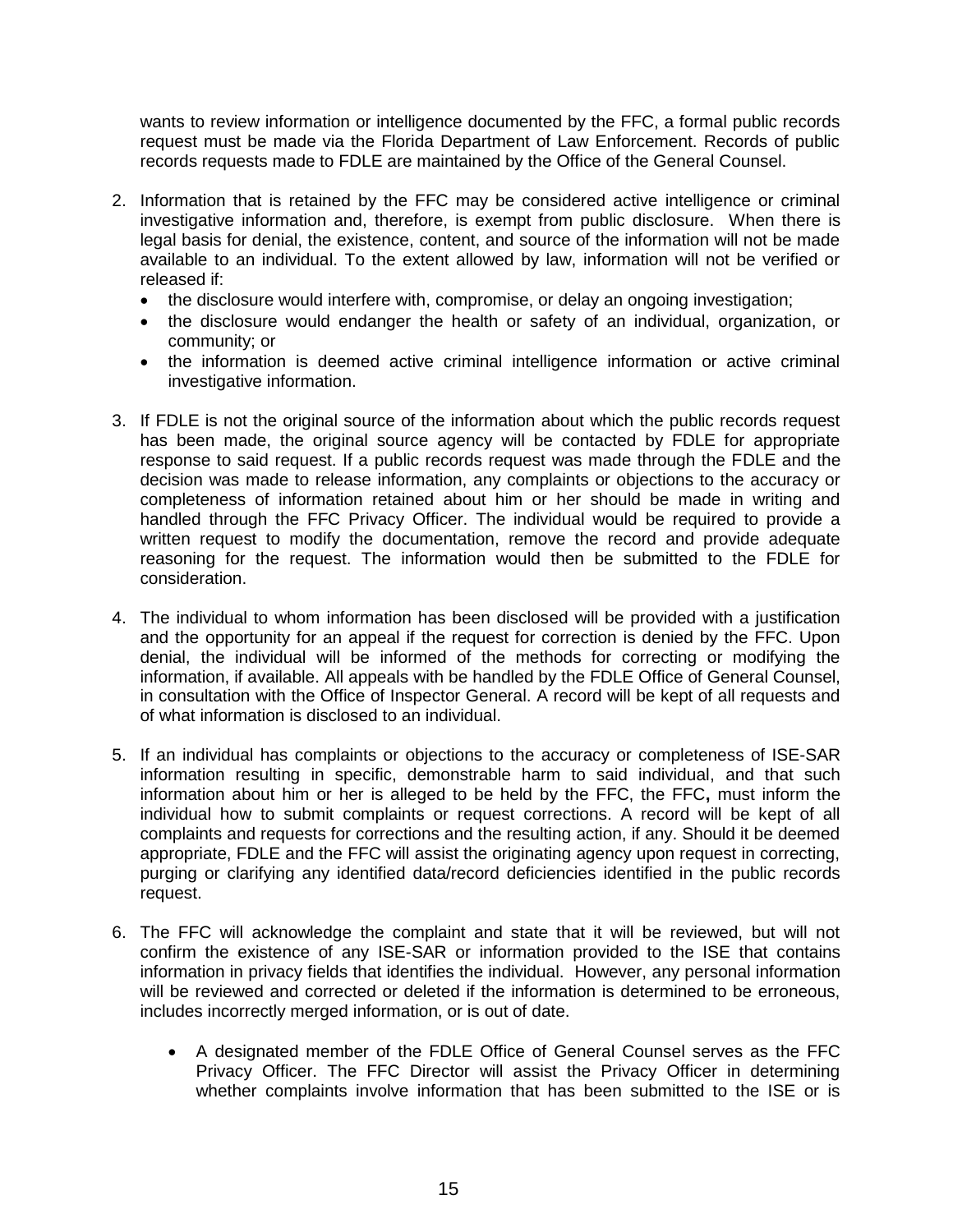wants to review information or intelligence documented by the FFC, a formal public records request must be made via the Florida Department of Law Enforcement. Records of public records requests made to FDLE are maintained by the Office of the General Counsel.

2. Information that is retained by the FFC may be considered active intelligence or criminal investigative information and, therefore, is exempt from public disclosure. When there is legal basis for denial, the existence, content, and source of the information will not be made available to an individual. To the extent allowed by law, information will not be verified or released if:
   - the disclosure would interfere with, compromise, or delay an ongoing investigation;
   - the disclosure would endanger the health or safety of an individual, organization, or community; or
   - the information is deemed active criminal intelligence information or active criminal investigative information.

3. If FDLE is not the original source of the information about which the public records request has been made, the original source agency will be contacted by FDLE for appropriate response to said request. If a public records request was made through the FDLE and the decision was made to release information, any complaints or objections to the accuracy or completeness of information retained about him or her should be made in writing and handled through the FFC Privacy Officer. The individual would be required to provide a written request to modify the documentation, remove the record and provide adequate reasoning for the request. The information would then be submitted to the FDLE for consideration.

4. The individual to whom information has been disclosed will be provided with a justification and the opportunity for an appeal if the request for correction is denied by the FFC. Upon denial, the individual will be informed of the methods for correcting or modifying the information, if available. All appeals with be handled by the FDLE Office of General Counsel, in consultation with the Office of Inspector General. A record will be kept of all requests and of what information is disclosed to an individual.

5. If an individual has complaints or objections to the accuracy or completeness of ISE-SAR information resulting in specific, demonstrable harm to said individual, and that such information about him or her is alleged to be held by the FFC, the FFC**,** must inform the individual how to submit complaints or request corrections. A record will be kept of all complaints and requests for corrections and the resulting action, if any. Should it be deemed appropriate, FDLE and the FFC will assist the originating agency upon request in correcting, purging or clarifying any identified data/record deficiencies identified in the public records request.

6. The FFC will acknowledge the complaint and state that it will be reviewed, but will not confirm the existence of any ISE-SAR or information provided to the ISE that contains information in privacy fields that identifies the individual. However, any personal information will be reviewed and corrected or deleted if the information is determined to be erroneous, includes incorrectly merged information, or is out of date.

   - A designated member of the FDLE Office of General Counsel serves as the FFC Privacy Officer. The FFC Director will assist the Privacy Officer in determining whether complaints involve information that has been submitted to the ISE or is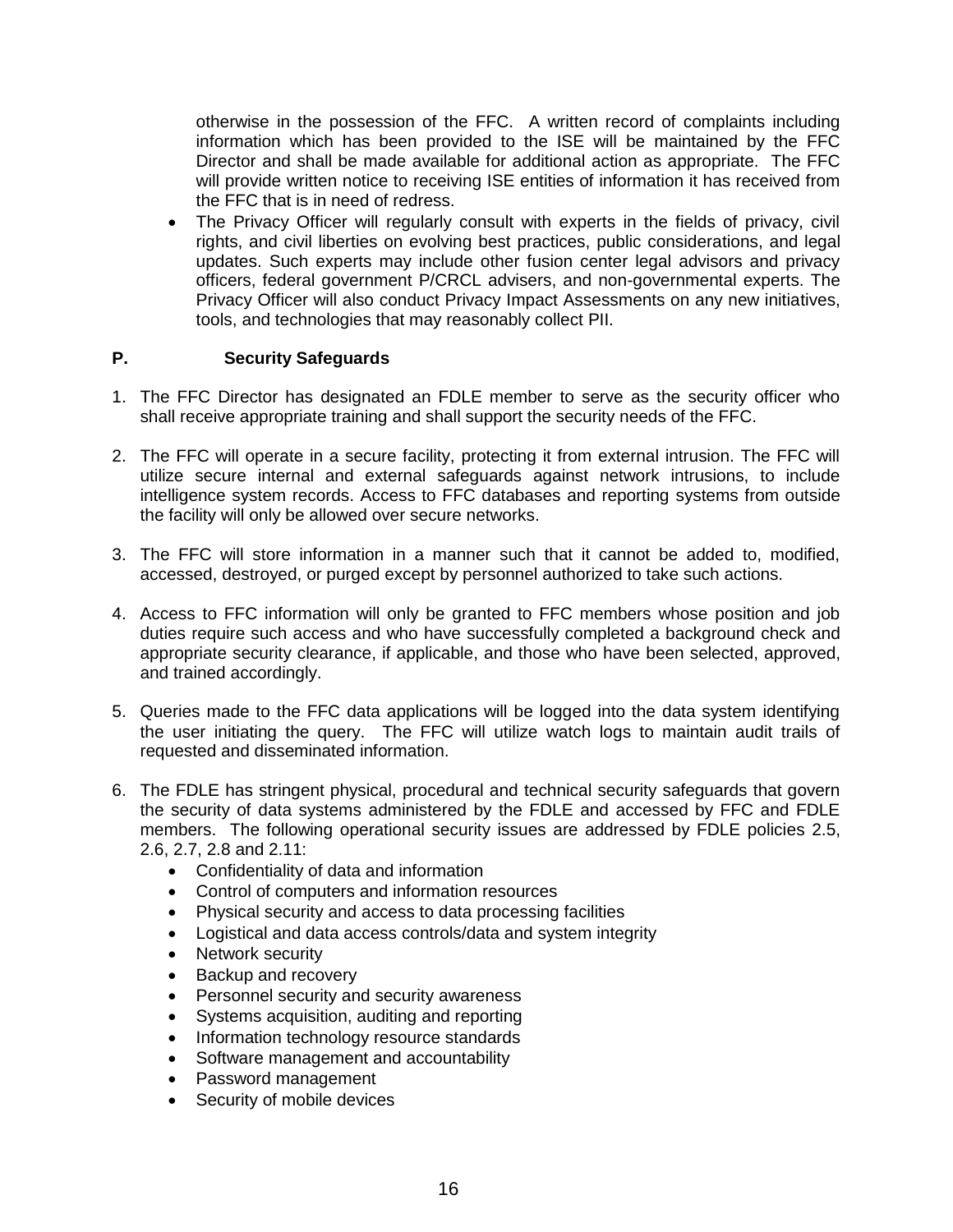otherwise in the possession of the FFC. A written record of complaints including information which has been provided to the ISE will be maintained by the FFC Director and shall be made available for additional action as appropriate. The FFC will provide written notice to receiving ISE entities of information it has received from the FFC that is in need of redress.

- The Privacy Officer will regularly consult with experts in the fields of privacy, civil rights, and civil liberties on evolving best practices, public considerations, and legal updates. Such experts may include other fusion center legal advisors and privacy officers, federal government P/CRCL advisers, and non-governmental experts. The Privacy Officer will also conduct Privacy Impact Assessments on any new initiatives, tools, and technologies that may reasonably collect PII.

## P. Security Safeguards

1. The FFC Director has designated an FDLE member to serve as the security officer who shall receive appropriate training and shall support the security needs of the FFC.

2. The FFC will operate in a secure facility, protecting it from external intrusion. The FFC will utilize secure internal and external safeguards against network intrusions, to include intelligence system records. Access to FFC databases and reporting systems from outside the facility will only be allowed over secure networks.

3. The FFC will store information in a manner such that it cannot be added to, modified, accessed, destroyed, or purged except by personnel authorized to take such actions.

4. Access to FFC information will only be granted to FFC members whose position and job duties require such access and who have successfully completed a background check and appropriate security clearance, if applicable, and those who have been selected, approved, and trained accordingly.

5. Queries made to the FFC data applications will be logged into the data system identifying the user initiating the query. The FFC will utilize watch logs to maintain audit trails of requested and disseminated information.

6. The FDLE has stringent physical, procedural and technical security safeguards that govern the security of data systems administered by the FDLE and accessed by FFC and FDLE members. The following operational security issues are addressed by FDLE policies 2.5, 2.6, 2.7, 2.8 and 2.11:
   - Confidentiality of data and information
   - Control of computers and information resources
   - Physical security and access to data processing facilities
   - Logistical and data access controls/data and system integrity
   - Network security
   - Backup and recovery
   - Personnel security and security awareness
   - Systems acquisition, auditing and reporting
   - Information technology resource standards
   - Software management and accountability
   - Password management
   - Security of mobile devices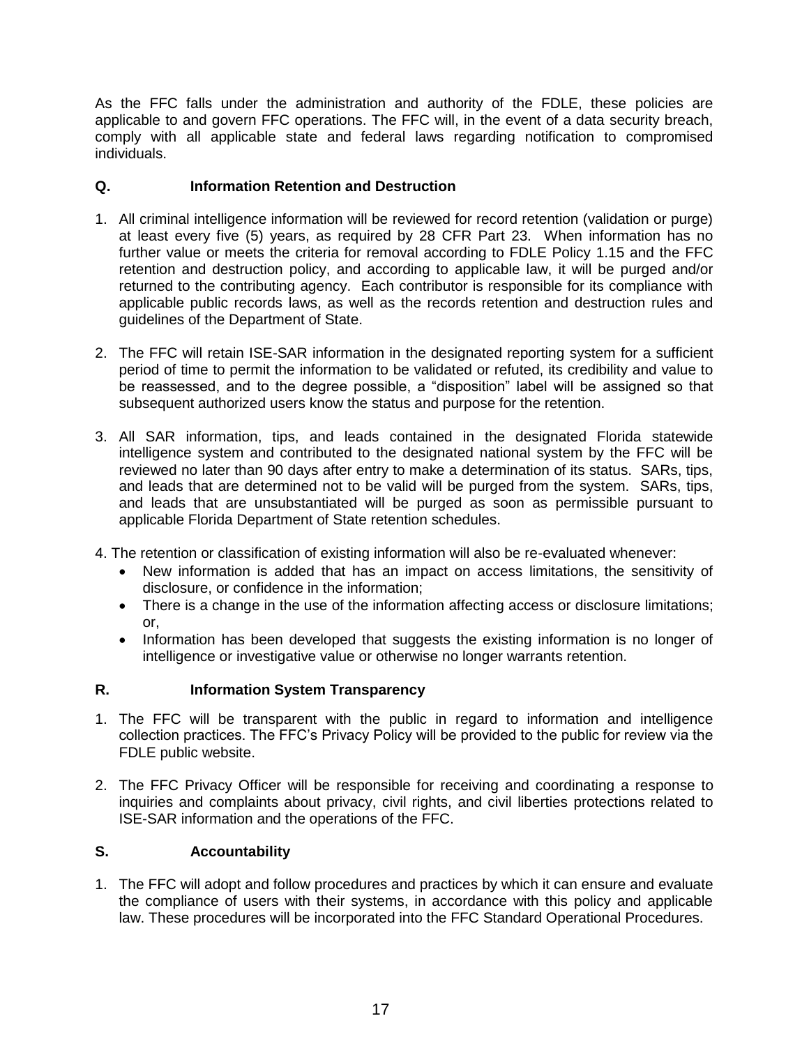As the FFC falls under the administration and authority of the FDLE, these policies are applicable to and govern FFC operations. The FFC will, in the event of a data security breach, comply with all applicable state and federal laws regarding notification to compromised individuals.

## Q. Information Retention and Destruction

1. All criminal intelligence information will be reviewed for record retention (validation or purge) at least every five (5) years, as required by 28 CFR Part 23. When information has no further value or meets the criteria for removal according to FDLE Policy 1.15 and the FFC retention and destruction policy, and according to applicable law, it will be purged and/or returned to the contributing agency. Each contributor is responsible for its compliance with applicable public records laws, as well as the records retention and destruction rules and guidelines of the Department of State.

2. The FFC will retain ISE-SAR information in the designated reporting system for a sufficient period of time to permit the information to be validated or refuted, its credibility and value to be reassessed, and to the degree possible, a "disposition" label will be assigned so that subsequent authorized users know the status and purpose for the retention.

3. All SAR information, tips, and leads contained in the designated Florida statewide intelligence system and contributed to the designated national system by the FFC will be reviewed no later than 90 days after entry to make a determination of its status. SARs, tips, and leads that are determined not to be valid will be purged from the system. SARs, tips, and leads that are unsubstantiated will be purged as soon as permissible pursuant to applicable Florida Department of State retention schedules.

4. The retention or classification of existing information will also be re-evaluated whenever:
   - New information is added that has an impact on access limitations, the sensitivity of disclosure, or confidence in the information;
   - There is a change in the use of the information affecting access or disclosure limitations; or,
   - Information has been developed that suggests the existing information is no longer of intelligence or investigative value or otherwise no longer warrants retention.

## R. Information System Transparency

1. The FFC will be transparent with the public in regard to information and intelligence collection practices. The FFC's Privacy Policy will be provided to the public for review via the FDLE public website.

2. The FFC Privacy Officer will be responsible for receiving and coordinating a response to inquiries and complaints about privacy, civil rights, and civil liberties protections related to ISE-SAR information and the operations of the FFC.

## S. Accountability

1. The FFC will adopt and follow procedures and practices by which it can ensure and evaluate the compliance of users with their systems, in accordance with this policy and applicable law. These procedures will be incorporated into the FFC Standard Operational Procedures.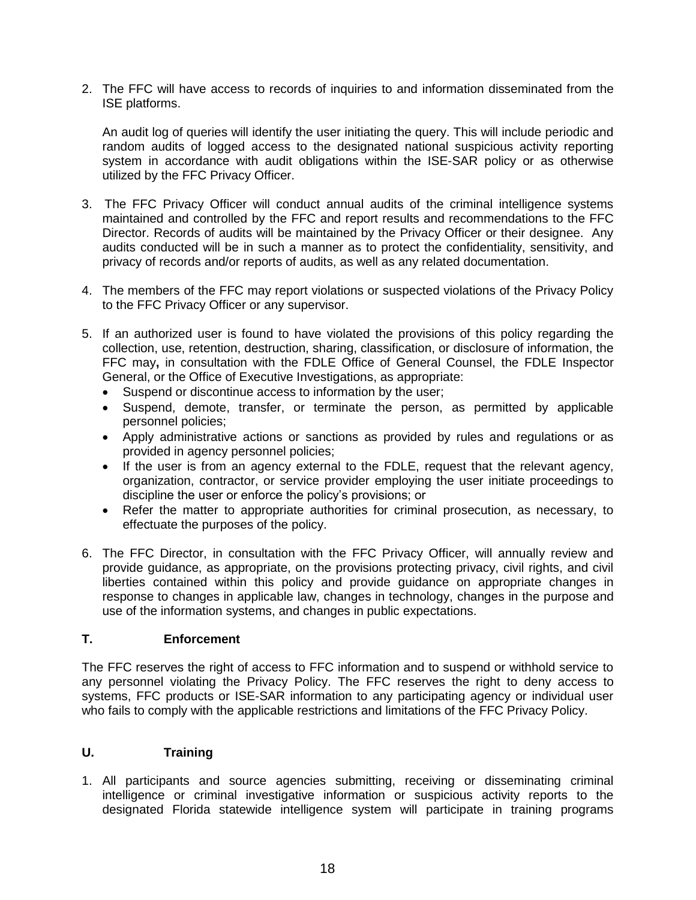2. The FFC will have access to records of inquiries to and information disseminated from the ISE platforms.

   An audit log of queries will identify the user initiating the query. This will include periodic and random audits of logged access to the designated national suspicious activity reporting system in accordance with audit obligations within the ISE-SAR policy or as otherwise utilized by the FFC Privacy Officer.

3. The FFC Privacy Officer will conduct annual audits of the criminal intelligence systems maintained and controlled by the FFC and report results and recommendations to the FFC Director. Records of audits will be maintained by the Privacy Officer or their designee. Any audits conducted will be in such a manner as to protect the confidentiality, sensitivity, and privacy of records and/or reports of audits, as well as any related documentation.

4. The members of the FFC may report violations or suspected violations of the Privacy Policy to the FFC Privacy Officer or any supervisor.

5. If an authorized user is found to have violated the provisions of this policy regarding the collection, use, retention, destruction, sharing, classification, or disclosure of information, the FFC may**,** in consultation with the FDLE Office of General Counsel, the FDLE Inspector General, or the Office of Executive Investigations, as appropriate:
   - Suspend or discontinue access to information by the user;
   - Suspend, demote, transfer, or terminate the person, as permitted by applicable personnel policies;
   - Apply administrative actions or sanctions as provided by rules and regulations or as provided in agency personnel policies;
   - If the user is from an agency external to the FDLE, request that the relevant agency, organization, contractor, or service provider employing the user initiate proceedings to discipline the user or enforce the policy's provisions; or
   - Refer the matter to appropriate authorities for criminal prosecution, as necessary, to effectuate the purposes of the policy.

6. The FFC Director, in consultation with the FFC Privacy Officer, will annually review and provide guidance, as appropriate, on the provisions protecting privacy, civil rights, and civil liberties contained within this policy and provide guidance on appropriate changes in response to changes in applicable law, changes in technology, changes in the purpose and use of the information systems, and changes in public expectations.

## T. Enforcement

The FFC reserves the right of access to FFC information and to suspend or withhold service to any personnel violating the Privacy Policy. The FFC reserves the right to deny access to systems, FFC products or ISE-SAR information to any participating agency or individual user who fails to comply with the applicable restrictions and limitations of the FFC Privacy Policy.

## U. Training

1. All participants and source agencies submitting, receiving or disseminating criminal intelligence or criminal investigative information or suspicious activity reports to the designated Florida statewide intelligence system will participate in training programs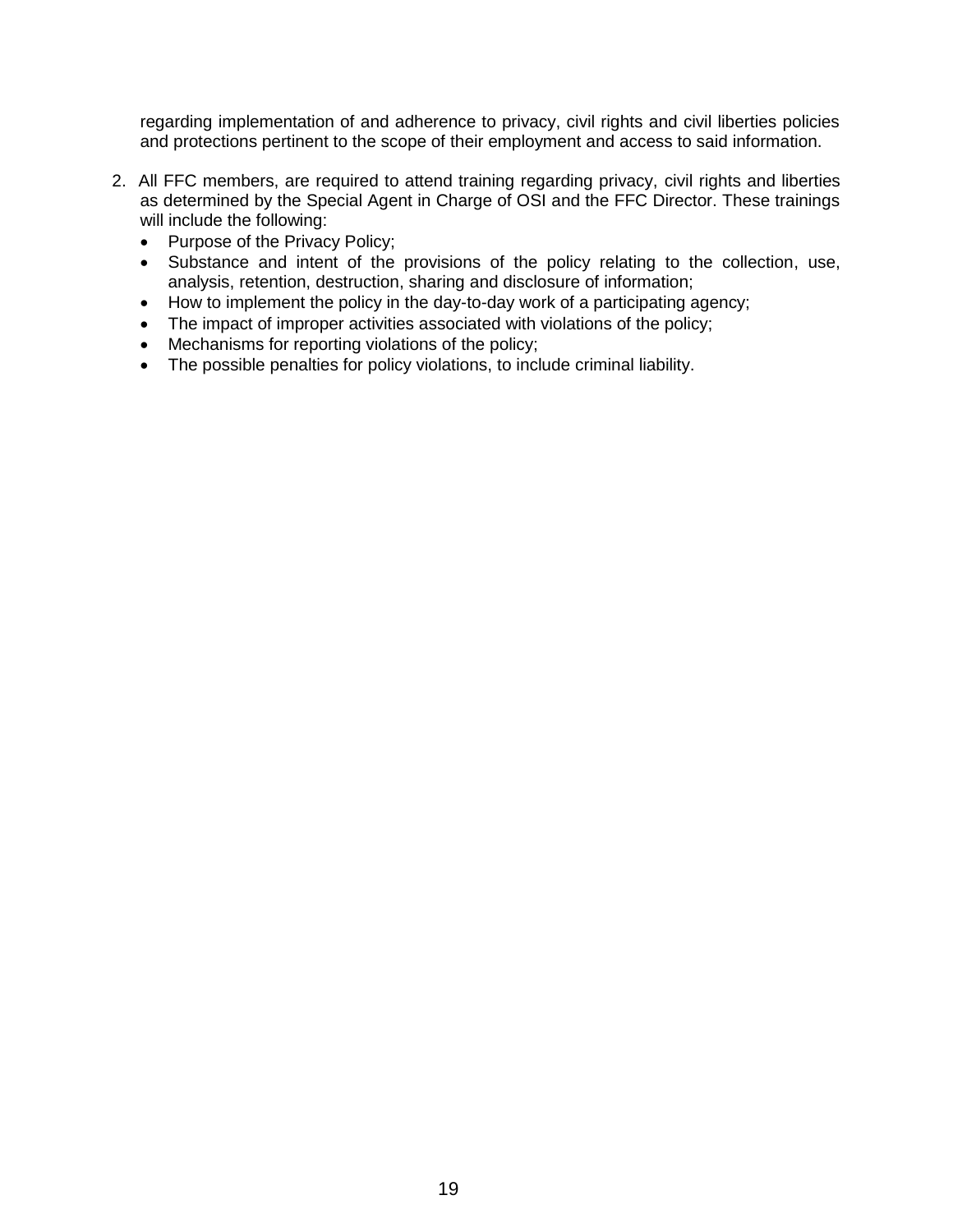regarding implementation of and adherence to privacy, civil rights and civil liberties policies and protections pertinent to the scope of their employment and access to said information.

2. All FFC members, are required to attend training regarding privacy, civil rights and liberties as determined by the Special Agent in Charge of OSI and the FFC Director. These trainings will include the following:
   - Purpose of the Privacy Policy;
   - Substance and intent of the provisions of the policy relating to the collection, use, analysis, retention, destruction, sharing and disclosure of information;
   - How to implement the policy in the day-to-day work of a participating agency;
   - The impact of improper activities associated with violations of the policy;
   - Mechanisms for reporting violations of the policy;
   - The possible penalties for policy violations, to include criminal liability.